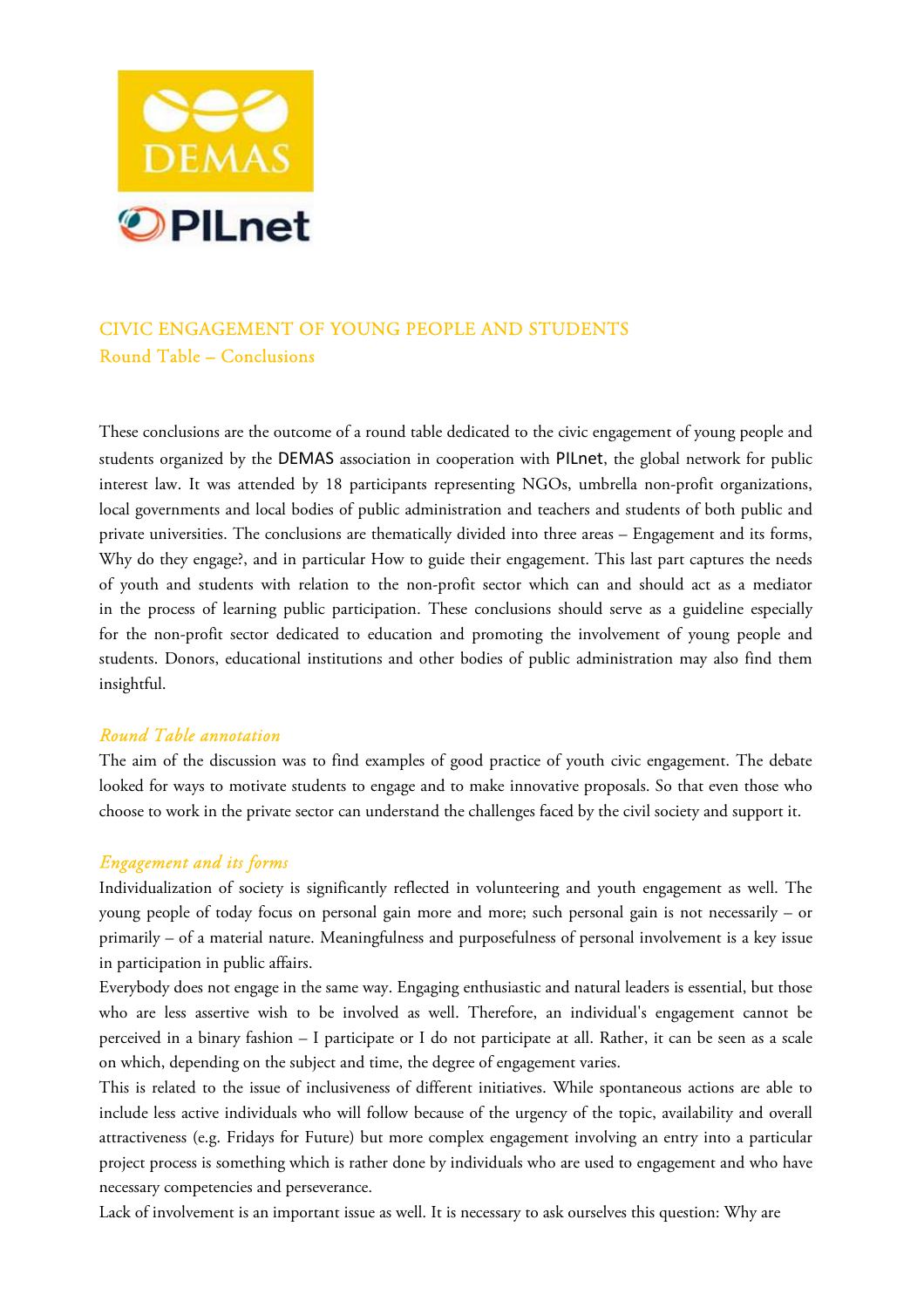# CIVIC ENGAGEMENT OF YOUNG PEOPLE AND STUDENTS

## Round Table – Conclusions

These conclusions are the outcome of a round table dedicated to the civic engagement of young people and students organized by the DEMAS association in cooperation with PILnet, the global network for public interest law. It was attended by 18 participants representing NGOs, umbrella non-profit organizations, local governments and local bodies of public administration and teachers and students of both public and private universities. The conclusions are thematically divided into three areas – Engagement and its forms, Why do they engage?, and in particular How to guide their engagement. This last part captures the needs of youth and students with relation to the non-profit sector which can and should act as a mediator in the process of learning public participation. These conclusions should serve as a guideline especially for the non-profit sector dedicated to education and promoting the involvement of young people and students. Donors, educational institutions and other bodies of public administration may also find them insightful.

### *Round Table annotation*

The aim of the discussion was to find examples of good practice of youth civic engagement. The debate looked for ways to motivate students to engage and to make innovative proposals. So that even those who choose to work in the private sector can understand the challenges faced by the civil society and support it.

### *Engagement and its forms*

Individualization of society is significantly reflected in volunteering and youth engagement as well. The young people of today focus on personal gain more and more; such personal gain is not necessarily – or primarily – of a material nature. Meaningfulness and purposefulness of personal involvement is a key issue in participation in public affairs.

Everybody does not engage in the same way. Engaging enthusiastic and natural leaders is essential, but those who are less assertive wish to be involved as well. Therefore, an individual's engagement cannot be perceived in a binary fashion – I participate or I do not participate at all. Rather, it can be seen as a scale on which, depending on the subject and time, the degree of engagement varies.

This is related to the issue of inclusiveness of different initiatives. While spontaneous actions are able to include less active individuals who will follow because of the urgency of the topic, availability and overall attractiveness (e.g. Fridays for Future) but more complex engagement involving an entry into a particular project process is something which is rather done by individuals who are used to engagement and who have necessary competencies and perseverance.

Lack of involvement is an important issue as well. It is necessary to ask ourselves this question: Why are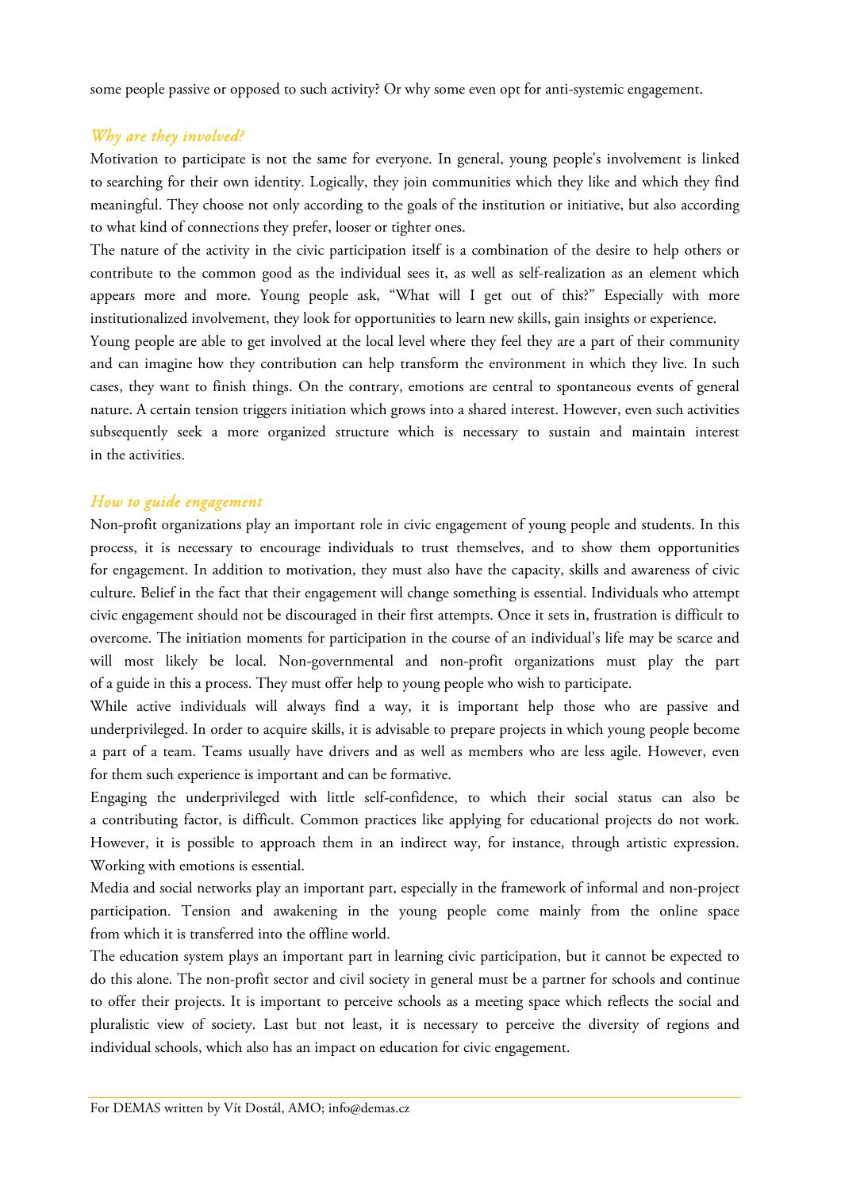some people passive or opposed to such activity? Or why some even opt for anti-systemic engagement.

### *Why are they involved?*

Motivation to participate is not the same for everyone. In general, young people's involvement is linked to searching for their own identity. Logically, they join communities which they like and which they find meaningful. They choose not only according to the goals of the institution or initiative, but also according to what kind of connections they prefer, looser or tighter ones.

The nature of the activity in the civic participation itself is a combination of the desire to help others or contribute to the common good as the individual sees it, as well as self-realization as an element which appears more and more. Young people ask, "What will I get out of this?" Especially with more institutionalized involvement, they look for opportunities to learn new skills, gain insights or experience.

Young people are able to get involved at the local level where they feel they are a part of their community and can imagine how they contribution can help transform the environment in which they live. In such cases, they want to finish things. On the contrary, emotions are central to spontaneous events of general nature. A certain tension triggers initiation which grows into a shared interest. However, even such activities subsequently seek a more organized structure which is necessary to sustain and maintain interest in the activities.

### *How to guide engagement*

Non-profit organizations play an important role in civic engagement of young people and students. In this process, it is necessary to encourage individuals to trust themselves, and to show them opportunities for engagement. In addition to motivation, they must also have the capacity, skills and awareness of civic culture. Belief in the fact that their engagement will change something is essential. Individuals who attempt civic engagement should not be discouraged in their first attempts. Once it sets in, frustration is difficult to overcome. The initiation moments for participation in the course of an individual's life may be scarce and will most likely be local. Non-governmental and non-profit organizations must play the part of a guide in this a process. They must offer help to young people who wish to participate.

While active individuals will always find a way, it is important help those who are passive and underprivileged. In order to acquire skills, it is advisable to prepare projects in which young people become a part of a team. Teams usually have drivers and as well as members who are less agile. However, even for them such experience is important and can be formative.

Engaging the underprivileged with little self-confidence, to which their social status can also be a contributing factor, is difficult. Common practices like applying for educational projects do not work. However, it is possible to approach them in an indirect way, for instance, through artistic expression. Working with emotions is essential.

Media and social networks play an important part, especially in the framework of informal and non-project participation. Tension and awakening in the young people come mainly from the online space from which it is transferred into the offline world.

The education system plays an important part in learning civic participation, but it cannot be expected to do this alone. The non-profit sector and civil society in general must be a partner for schools and continue to offer their projects. It is important to perceive schools as a meeting space which reflects the social and pluralistic view of society. Last but not least, it is necessary to perceive the diversity of regions and individual schools, which also has an impact on education for civic engagement.

For DEMAS written by Vít Dostál, AMO; info@demas.cz